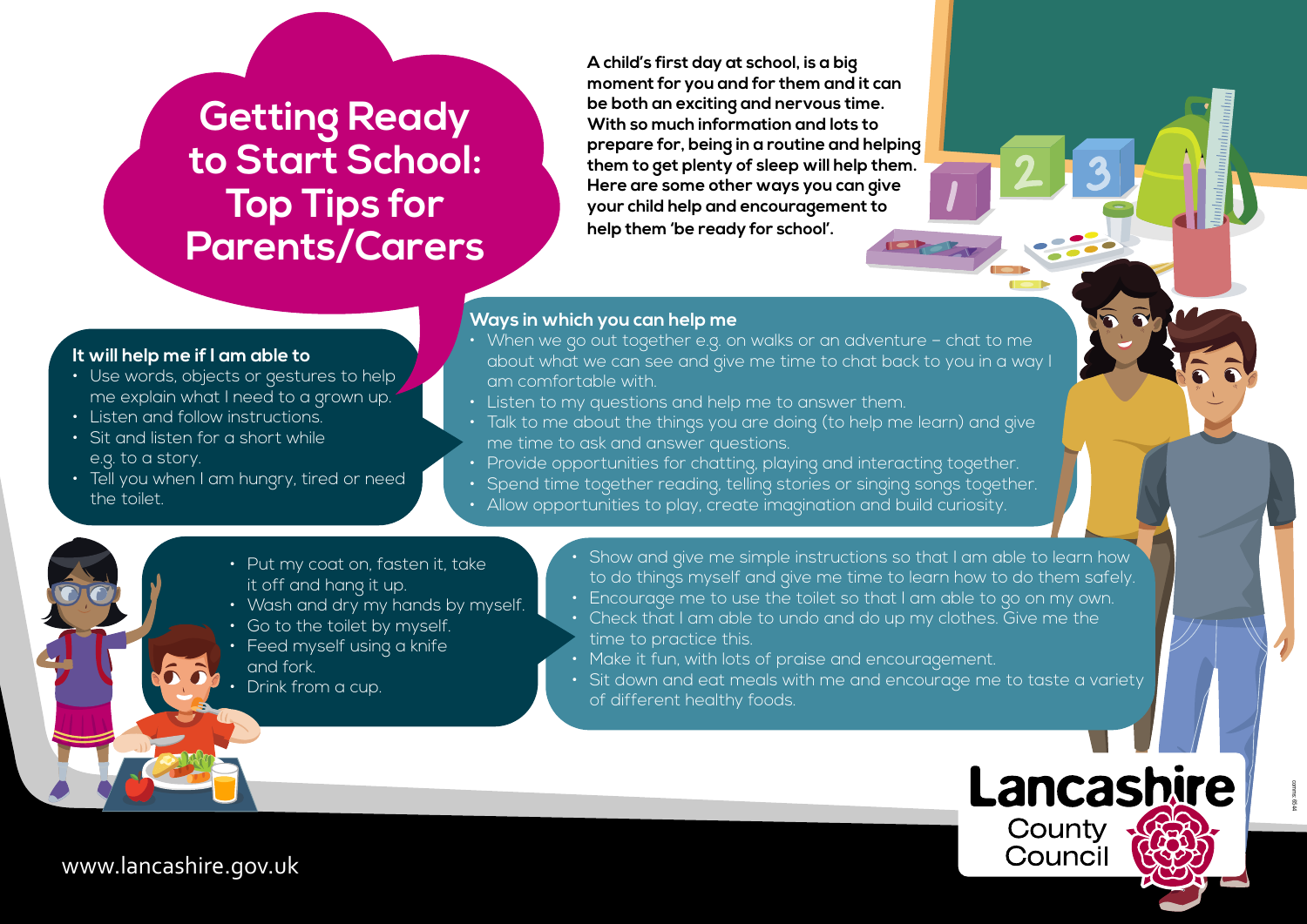# Getting Ready to Start School: Top Tips for Parents/Carers

**A child's first day at school, is a big moment for you and for them and it can be both an exciting and nervous time. With so much information and lots to prepare for, being in a routine and helping them to get plenty of sleep will help them. Here are some other ways you can give your child help and encouragement to help them 'be ready for school'.**

### It will help me if I am able to

- Use words, objects or gestures to help me explain what I need to a grown up.
- Listen and follow instructions.
- Sit and listen for a short while e.g. to a story.
- Tell you when I am hungry, tired or need the toilet.

### Ways in which you can help me

- When we go out together e.g. on walks or an adventure – chat to me about what we can see and give me time to chat back to you in a way I am comfortable with.
- Listen to my questions and help me to answer them.
- Talk to me about the things you are doing (to help me learn) and give me time to ask and answer questions.
- Provide opportunities for chatting, playing and interacting together.
- Spend time together reading, telling stories or singing songs together.
- Allow opportunities to play, create imagination and build curiosity.

---

- Put my coat on, fasten it, take it off and hang it up.
- Wash and dry my hands by myself.
- Go to the toilet by myself.
- Feed myself using a knife and fork.
- Drink from a cup.

---

- Show and give me simple instructions so that I am able to learn how to do things myself and give me time to learn how to do them safely.
- Encourage me to use the toilet so that I am able to go on my own.
- Check that I am able to undo and do up my clothes. Give me the time to practice this.
- Make it fun, with lots of praise and encouragement.
- Sit down and eat meals with me and encourage me to taste a variety of different healthy foods.

Lancashire County Council

www.lancashire.gov.uk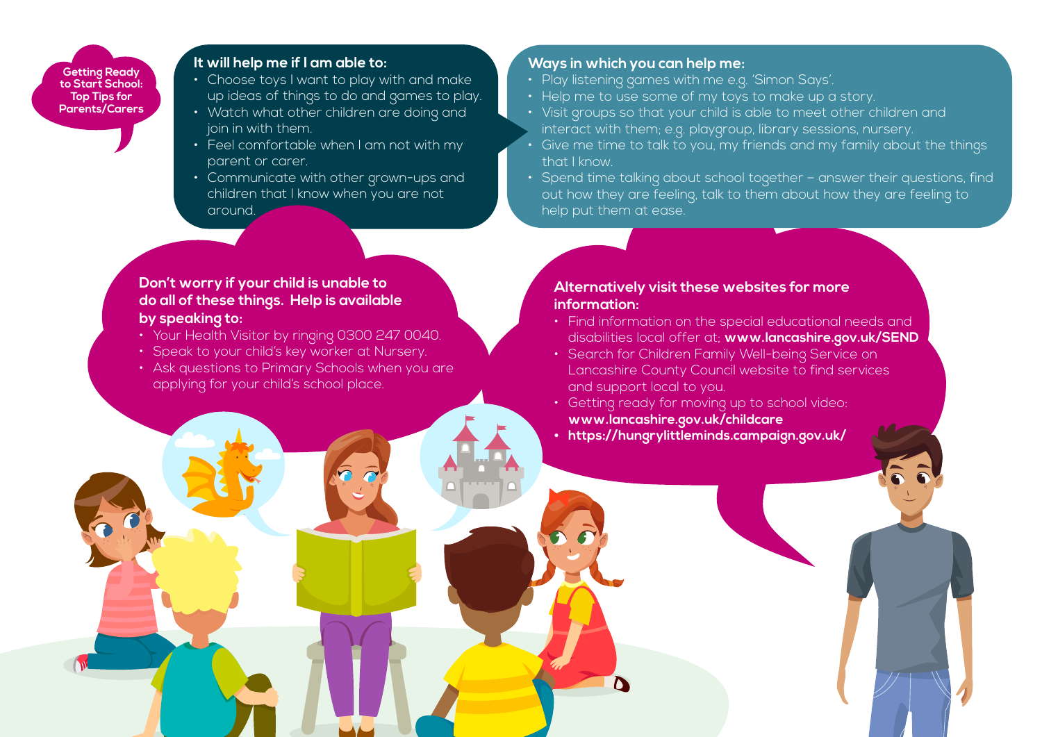**Getting Ready to Start School: Top Tips for Parents/Carers**

**It will help me if I am able to:**

- Choose toys I want to play with and make up ideas of things to do and games to play.
- Watch what other children are doing and join in with them.
- Feel comfortable when I am not with my parent or carer.
- Communicate with other grown-ups and children that I know when you are not around.

**Ways in which you can help me:**

- Play listening games with me e.g. 'Simon Says'.
- Help me to use some of my toys to make up a story.
- Visit groups so that your child is able to meet other children and interact with them; e.g. playgroup, library sessions, nursery.
- Give me time to talk to you, my friends and my family about the things that I know.
- Spend time talking about school together – answer their questions, find out how they are feeling, talk to them about how they are feeling to help put them at ease.

**Don't worry if your child is unable to do all of these things. Help is available by speaking to:**

- Your Health Visitor by ringing 0300 247 0040.
- Speak to your child's key worker at Nursery.
- Ask questions to Primary Schools when you are applying for your child's school place.

**Alternatively visit these websites for more information:**

- Find information on the special educational needs and disabilities local offer at; **www.lancashire.gov.uk/SEND**
- Search for Children Family Well-being Service on Lancashire County Council website to find services and support local to you.
- Getting ready for moving up to school video: **www.lancashire.gov.uk/childcare**
- **https://hungrylittleminds.campaign.gov.uk/**